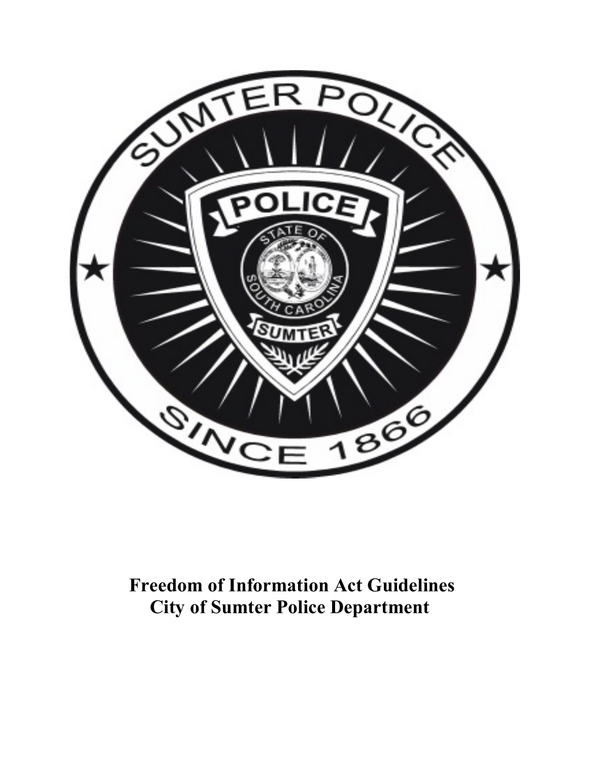**Freedom of Information Act Guidelines**
**City of Sumter Police Department**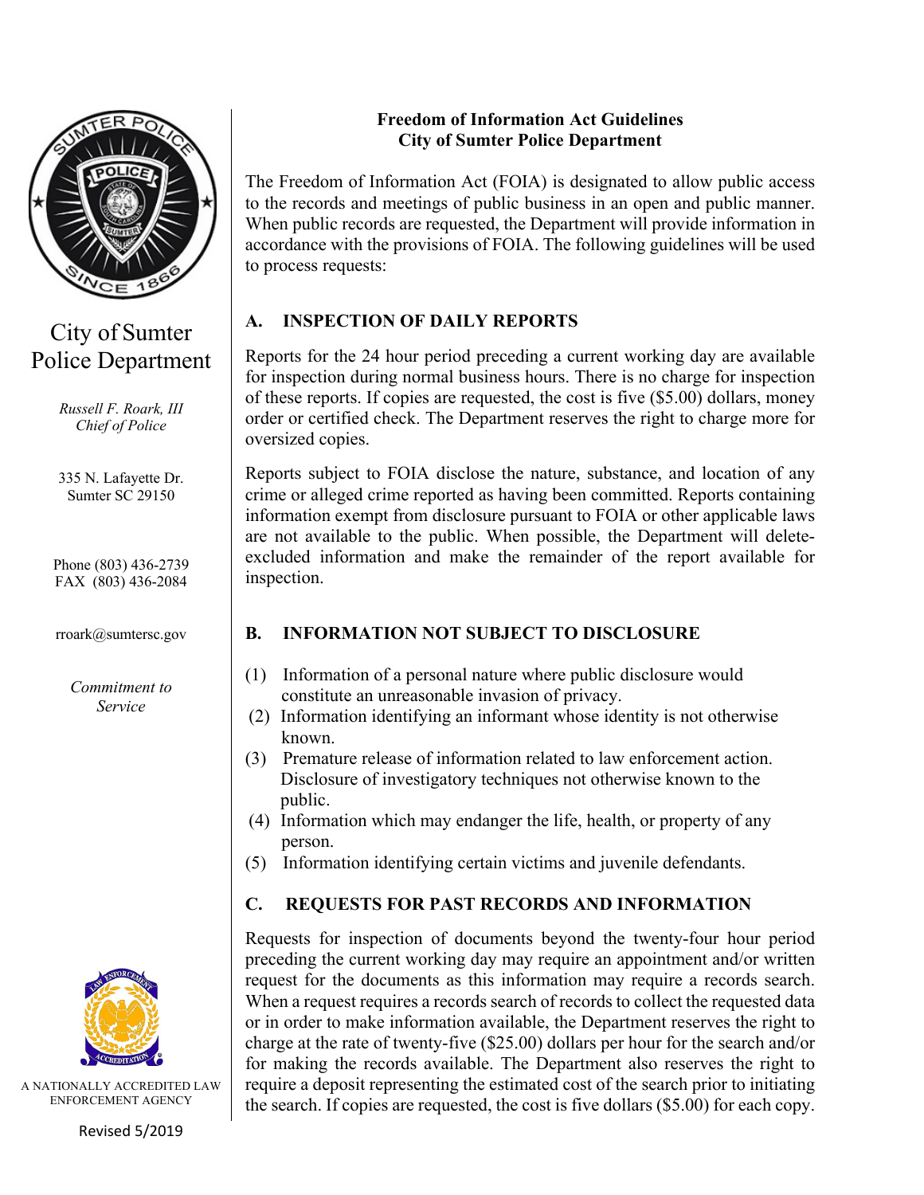City of Sumter
Police Department

*Russell F. Roark, III*
*Chief of Police*

335 N. Lafayette Dr.
Sumter SC 29150

Phone (803) 436-2739
FAX (803) 436-2084

rroark@sumtersc.gov

*Commitment to Service*

A NATIONALLY ACCREDITED LAW ENFORCEMENT AGENCY

Revised 5/2019

**Freedom of Information Act Guidelines**
**City of Sumter Police Department**

The Freedom of Information Act (FOIA) is designated to allow public access to the records and meetings of public business in an open and public manner. When public records are requested, the Department will provide information in accordance with the provisions of FOIA. The following guidelines will be used to process requests:

## A. INSPECTION OF DAILY REPORTS

Reports for the 24 hour period preceding a current working day are available for inspection during normal business hours. There is no charge for inspection of these reports. If copies are requested, the cost is five ($5.00) dollars, money order or certified check. The Department reserves the right to charge more for oversized copies.

Reports subject to FOIA disclose the nature, substance, and location of any crime or alleged crime reported as having been committed. Reports containing information exempt from disclosure pursuant to FOIA or other applicable laws are not available to the public. When possible, the Department will delete-excluded information and make the remainder of the report available for inspection.

## B. INFORMATION NOT SUBJECT TO DISCLOSURE

(1) Information of a personal nature where public disclosure would constitute an unreasonable invasion of privacy.
(2) Information identifying an informant whose identity is not otherwise known.
(3) Premature release of information related to law enforcement action. Disclosure of investigatory techniques not otherwise known to the public.
(4) Information which may endanger the life, health, or property of any person.
(5) Information identifying certain victims and juvenile defendants.

## C. REQUESTS FOR PAST RECORDS AND INFORMATION

Requests for inspection of documents beyond the twenty-four hour period preceding the current working day may require an appointment and/or written request for the documents as this information may require a records search. When a request requires a records search of records to collect the requested data or in order to make information available, the Department reserves the right to charge at the rate of twenty-five ($25.00) dollars per hour for the search and/or for making the records available. The Department also reserves the right to require a deposit representing the estimated cost of the search prior to initiating the search. If copies are requested, the cost is five dollars ($5.00) for each copy.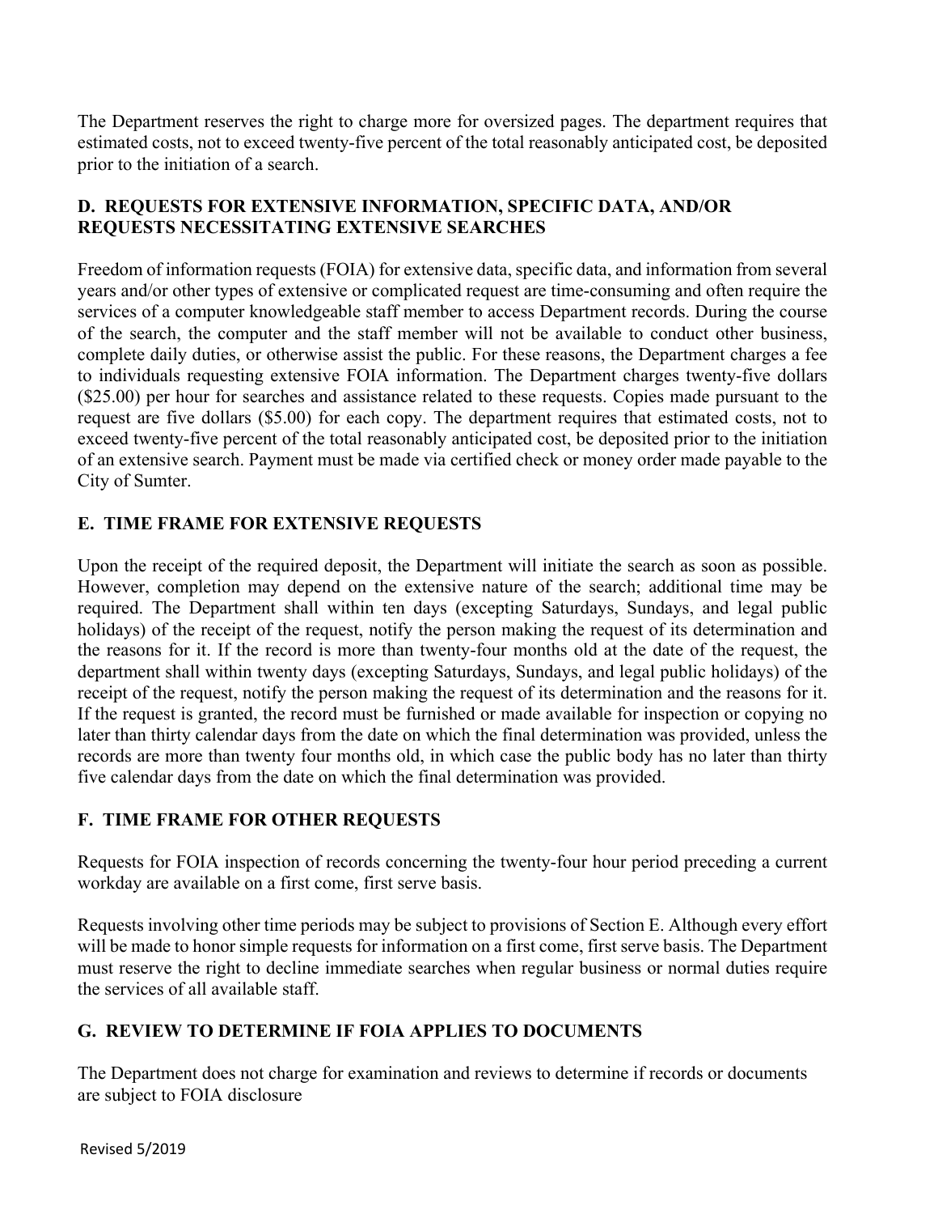The Department reserves the right to charge more for oversized pages. The department requires that estimated costs, not to exceed twenty-five percent of the total reasonably anticipated cost, be deposited prior to the initiation of a search.

## D. REQUESTS FOR EXTENSIVE INFORMATION, SPECIFIC DATA, AND/OR REQUESTS NECESSITATING EXTENSIVE SEARCHES

Freedom of information requests (FOIA) for extensive data, specific data, and information from several years and/or other types of extensive or complicated request are time-consuming and often require the services of a computer knowledgeable staff member to access Department records. During the course of the search, the computer and the staff member will not be available to conduct other business, complete daily duties, or otherwise assist the public. For these reasons, the Department charges a fee to individuals requesting extensive FOIA information. The Department charges twenty-five dollars ($25.00) per hour for searches and assistance related to these requests. Copies made pursuant to the request are five dollars ($5.00) for each copy. The department requires that estimated costs, not to exceed twenty-five percent of the total reasonably anticipated cost, be deposited prior to the initiation of an extensive search. Payment must be made via certified check or money order made payable to the City of Sumter.

## E. TIME FRAME FOR EXTENSIVE REQUESTS

Upon the receipt of the required deposit, the Department will initiate the search as soon as possible. However, completion may depend on the extensive nature of the search; additional time may be required. The Department shall within ten days (excepting Saturdays, Sundays, and legal public holidays) of the receipt of the request, notify the person making the request of its determination and the reasons for it. If the record is more than twenty-four months old at the date of the request, the department shall within twenty days (excepting Saturdays, Sundays, and legal public holidays) of the receipt of the request, notify the person making the request of its determination and the reasons for it. If the request is granted, the record must be furnished or made available for inspection or copying no later than thirty calendar days from the date on which the final determination was provided, unless the records are more than twenty four months old, in which case the public body has no later than thirty five calendar days from the date on which the final determination was provided.

## F. TIME FRAME FOR OTHER REQUESTS

Requests for FOIA inspection of records concerning the twenty-four hour period preceding a current workday are available on a first come, first serve basis.

Requests involving other time periods may be subject to provisions of Section E. Although every effort will be made to honor simple requests for information on a first come, first serve basis. The Department must reserve the right to decline immediate searches when regular business or normal duties require the services of all available staff.

## G. REVIEW TO DETERMINE IF FOIA APPLIES TO DOCUMENTS

The Department does not charge for examination and reviews to determine if records or documents are subject to FOIA disclosure

Revised 5/2019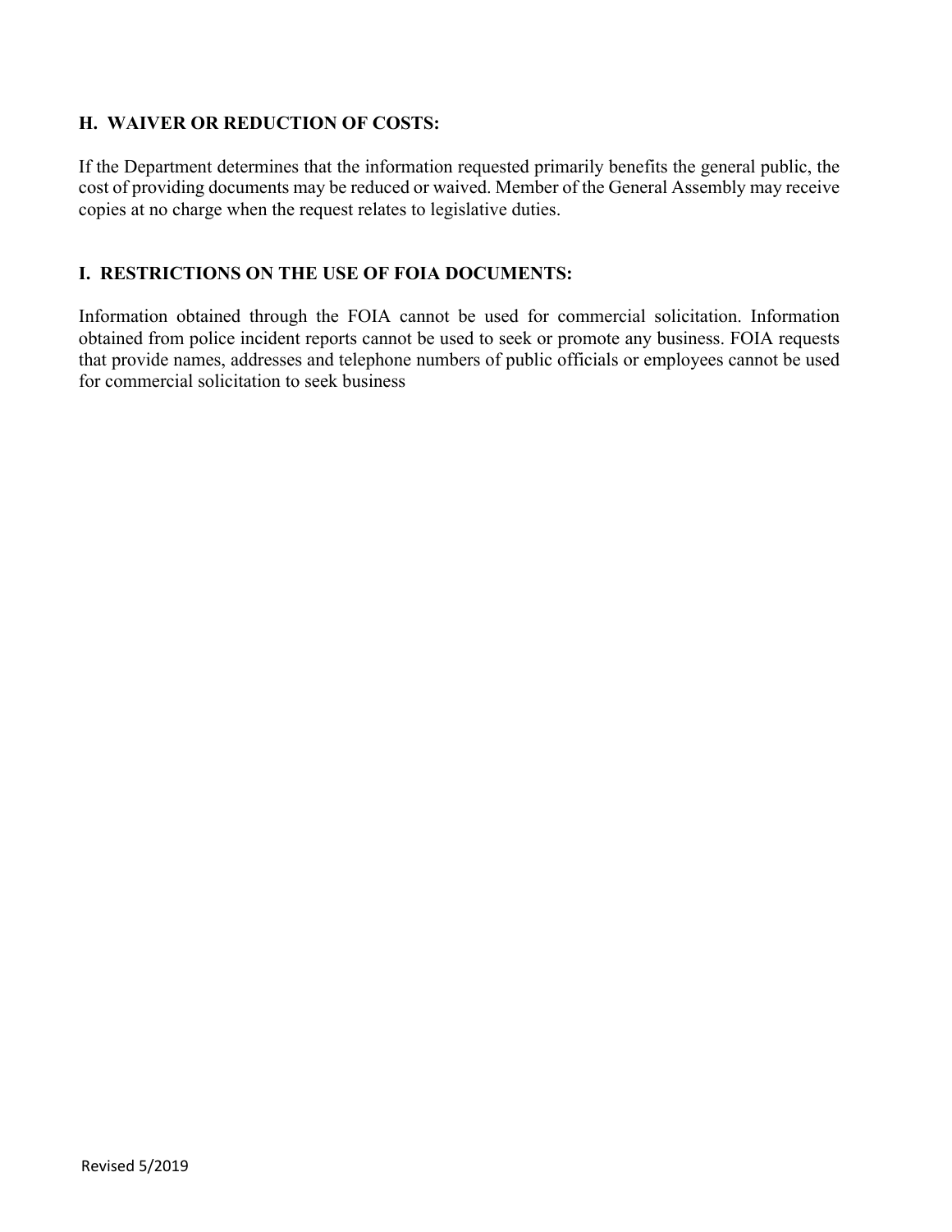## H. WAIVER OR REDUCTION OF COSTS:

If the Department determines that the information requested primarily benefits the general public, the cost of providing documents may be reduced or waived. Member of the General Assembly may receive copies at no charge when the request relates to legislative duties.

## I. RESTRICTIONS ON THE USE OF FOIA DOCUMENTS:

Information obtained through the FOIA cannot be used for commercial solicitation. Information obtained from police incident reports cannot be used to seek or promote any business. FOIA requests that provide names, addresses and telephone numbers of public officials or employees cannot be used for commercial solicitation to seek business

Revised 5/2019